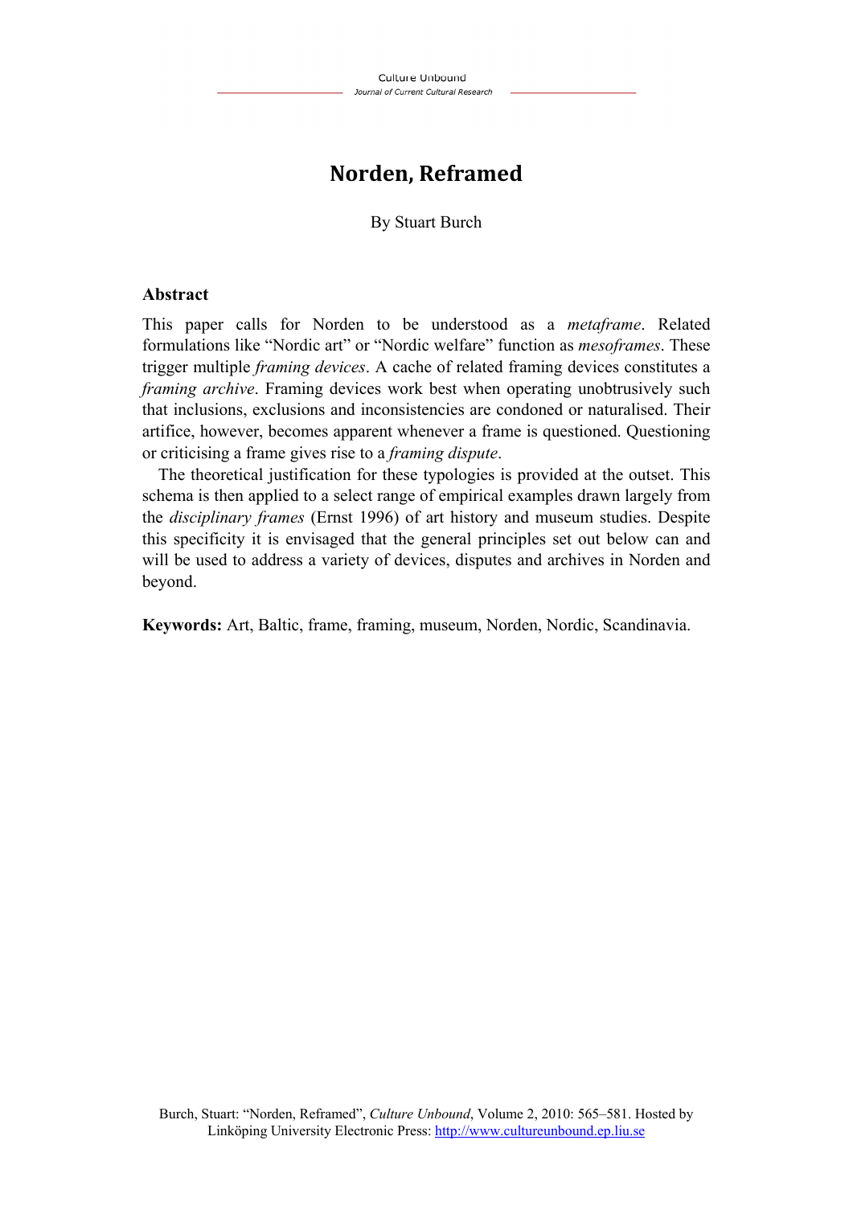# Norden, Reframed

By Stuart Burch

## Abstract

This paper calls for Norden to be understood as a *metaframe*. Related formulations like “Nordic art” or “Nordic welfare” function as *mesoframes*. These trigger multiple *framing devices*. A cache of related framing devices constitutes a *framing archive*. Framing devices work best when operating unobtrusively such that inclusions, exclusions and inconsistencies are condoned or naturalised. Their artifice, however, becomes apparent whenever a frame is questioned. Questioning or criticising a frame gives rise to a *framing dispute*.

The theoretical justification for these typologies is provided at the outset. This schema is then applied to a select range of empirical examples drawn largely from the *disciplinary frames* (Ernst 1996) of art history and museum studies. Despite this specificity it is envisaged that the general principles set out below can and will be used to address a variety of devices, disputes and archives in Norden and beyond.

**Keywords:** Art, Baltic, frame, framing, museum, Norden, Nordic, Scandinavia.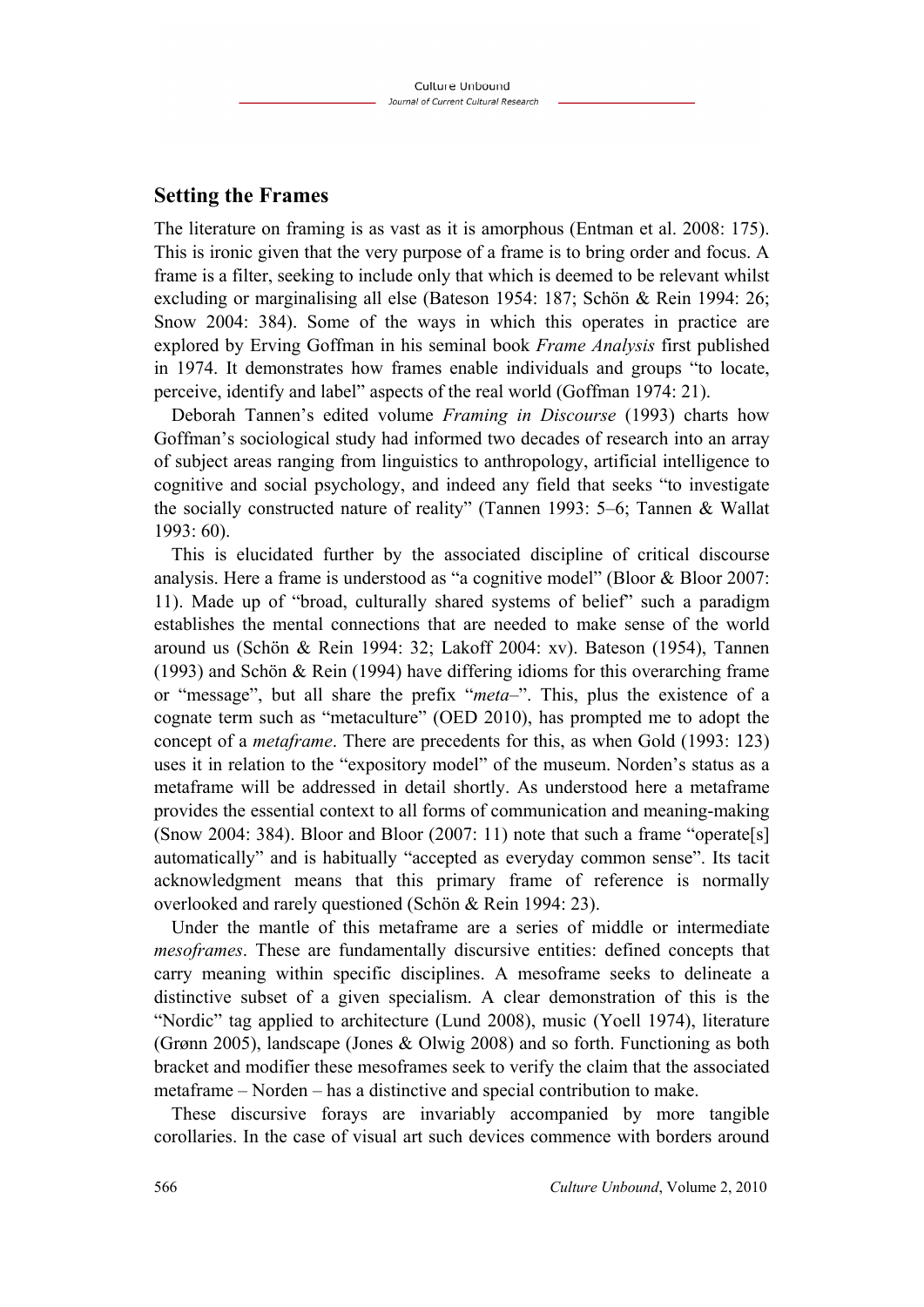## Setting the Frames

The literature on framing is as vast as it is amorphous (Entman et al. 2008: 175). This is ironic given that the very purpose of a frame is to bring order and focus. A frame is a filter, seeking to include only that which is deemed to be relevant whilst excluding or marginalising all else (Bateson 1954: 187; Schön & Rein 1994: 26; Snow 2004: 384). Some of the ways in which this operates in practice are explored by Erving Goffman in his seminal book *Frame Analysis* first published in 1974. It demonstrates how frames enable individuals and groups "to locate, perceive, identify and label" aspects of the real world (Goffman 1974: 21).

Deborah Tannen's edited volume *Framing in Discourse* (1993) charts how Goffman's sociological study had informed two decades of research into an array of subject areas ranging from linguistics to anthropology, artificial intelligence to cognitive and social psychology, and indeed any field that seeks "to investigate the socially constructed nature of reality" (Tannen 1993: 5–6; Tannen & Wallat 1993: 60).

This is elucidated further by the associated discipline of critical discourse analysis. Here a frame is understood as "a cognitive model" (Bloor & Bloor 2007: 11). Made up of "broad, culturally shared systems of belief" such a paradigm establishes the mental connections that are needed to make sense of the world around us (Schön & Rein 1994: 32; Lakoff 2004: xv). Bateson (1954), Tannen (1993) and Schön & Rein (1994) have differing idioms for this overarching frame or "message", but all share the prefix "*meta*–". This, plus the existence of a cognate term such as "metaculture" (OED 2010), has prompted me to adopt the concept of a *metaframe*. There are precedents for this, as when Gold (1993: 123) uses it in relation to the "expository model" of the museum. Norden's status as a metaframe will be addressed in detail shortly. As understood here a metaframe provides the essential context to all forms of communication and meaning-making (Snow 2004: 384). Bloor and Bloor (2007: 11) note that such a frame "operate[s] automatically" and is habitually "accepted as everyday common sense". Its tacit acknowledgment means that this primary frame of reference is normally overlooked and rarely questioned (Schön & Rein 1994: 23).

Under the mantle of this metaframe are a series of middle or intermediate *mesoframes*. These are fundamentally discursive entities: defined concepts that carry meaning within specific disciplines. A mesoframe seeks to delineate a distinctive subset of a given specialism. A clear demonstration of this is the "Nordic" tag applied to architecture (Lund 2008), music (Yoell 1974), literature (Grønn 2005), landscape (Jones & Olwig 2008) and so forth. Functioning as both bracket and modifier these mesoframes seek to verify the claim that the associated metaframe – Norden – has a distinctive and special contribution to make.

These discursive forays are invariably accompanied by more tangible corollaries. In the case of visual art such devices commence with borders around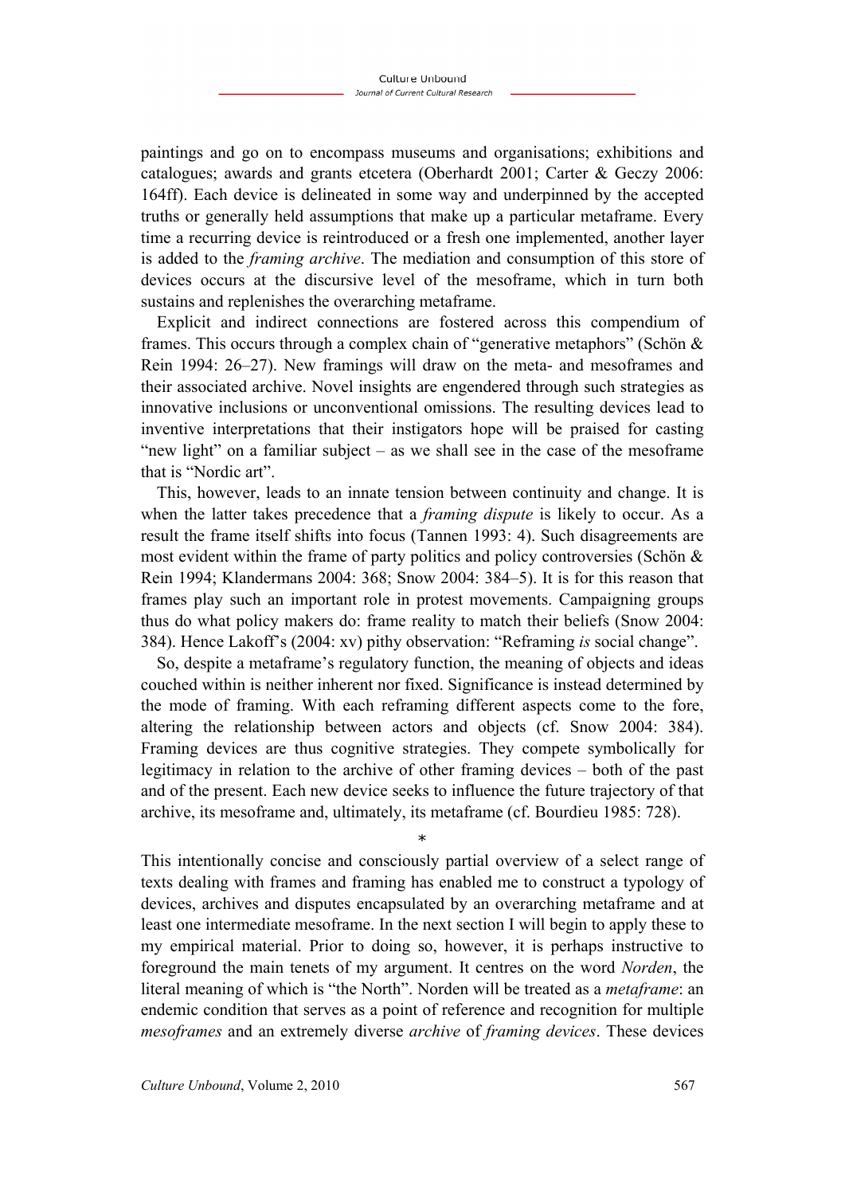paintings and go on to encompass museums and organisations; exhibitions and catalogues; awards and grants etcetera (Oberhardt 2001; Carter & Geczy 2006: 164ff). Each device is delineated in some way and underpinned by the accepted truths or generally held assumptions that make up a particular metaframe. Every time a recurring device is reintroduced or a fresh one implemented, another layer is added to the *framing archive*. The mediation and consumption of this store of devices occurs at the discursive level of the mesoframe, which in turn both sustains and replenishes the overarching metaframe.

Explicit and indirect connections are fostered across this compendium of frames. This occurs through a complex chain of "generative metaphors" (Schön & Rein 1994: 26–27). New framings will draw on the meta- and mesoframes and their associated archive. Novel insights are engendered through such strategies as innovative inclusions or unconventional omissions. The resulting devices lead to inventive interpretations that their instigators hope will be praised for casting "new light" on a familiar subject – as we shall see in the case of the mesoframe that is "Nordic art".

This, however, leads to an innate tension between continuity and change. It is when the latter takes precedence that a *framing dispute* is likely to occur. As a result the frame itself shifts into focus (Tannen 1993: 4). Such disagreements are most evident within the frame of party politics and policy controversies (Schön & Rein 1994; Klandermans 2004: 368; Snow 2004: 384–5). It is for this reason that frames play such an important role in protest movements. Campaigning groups thus do what policy makers do: frame reality to match their beliefs (Snow 2004: 384). Hence Lakoff's (2004: xv) pithy observation: "Reframing *is* social change".

So, despite a metaframe's regulatory function, the meaning of objects and ideas couched within is neither inherent nor fixed. Significance is instead determined by the mode of framing. With each reframing different aspects come to the fore, altering the relationship between actors and objects (cf. Snow 2004: 384). Framing devices are thus cognitive strategies. They compete symbolically for legitimacy in relation to the archive of other framing devices – both of the past and of the present. Each new device seeks to influence the future trajectory of that archive, its mesoframe and, ultimately, its metaframe (cf. Bourdieu 1985: 728).

*

This intentionally concise and consciously partial overview of a select range of texts dealing with frames and framing has enabled me to construct a typology of devices, archives and disputes encapsulated by an overarching metaframe and at least one intermediate mesoframe. In the next section I will begin to apply these to my empirical material. Prior to doing so, however, it is perhaps instructive to foreground the main tenets of my argument. It centres on the word *Norden*, the literal meaning of which is "the North". Norden will be treated as a *metaframe*: an endemic condition that serves as a point of reference and recognition for multiple *mesoframes* and an extremely diverse *archive* of *framing devices*. These devices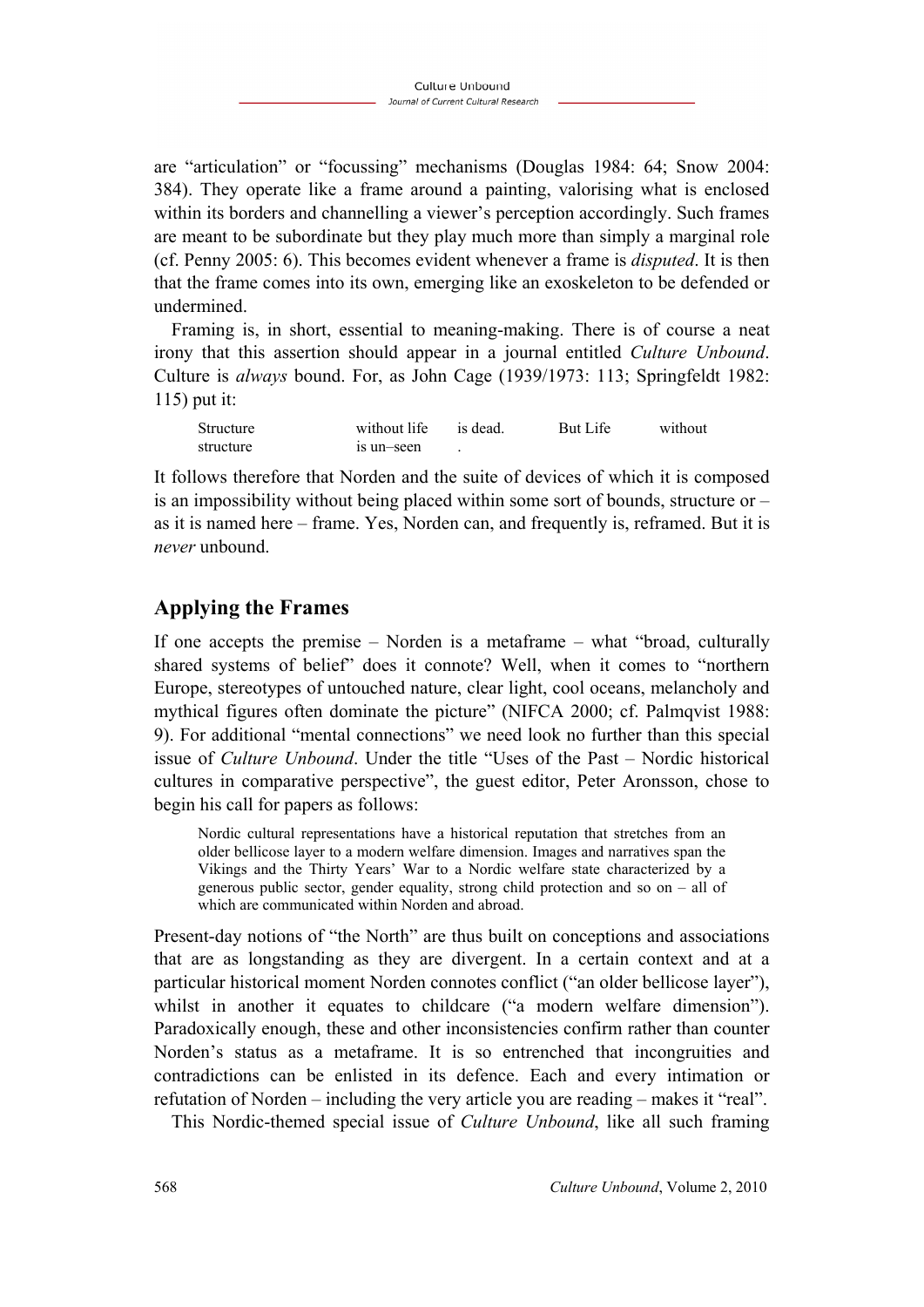are "articulation" or "focussing" mechanisms (Douglas 1984: 64; Snow 2004: 384). They operate like a frame around a painting, valorising what is enclosed within its borders and channelling a viewer's perception accordingly. Such frames are meant to be subordinate but they play much more than simply a marginal role (cf. Penny 2005: 6). This becomes evident whenever a frame is *disputed*. It is then that the frame comes into its own, emerging like an exoskeleton to be defended or undermined.

Framing is, in short, essential to meaning-making. There is of course a neat irony that this assertion should appear in a journal entitled *Culture Unbound*. Culture is *always* bound. For, as John Cage (1939/1973: 113; Springfeldt 1982: 115) put it:

> Structure without life is dead. But Life without structure is un–seen .

It follows therefore that Norden and the suite of devices of which it is composed is an impossibility without being placed within some sort of bounds, structure or – as it is named here – frame. Yes, Norden can, and frequently is, reframed. But it is *never* unbound.

## Applying the Frames

If one accepts the premise – Norden is a metaframe – what "broad, culturally shared systems of belief" does it connote? Well, when it comes to "northern Europe, stereotypes of untouched nature, clear light, cool oceans, melancholy and mythical figures often dominate the picture" (NIFCA 2000; cf. Palmqvist 1988: 9). For additional "mental connections" we need look no further than this special issue of *Culture Unbound*. Under the title "Uses of the Past – Nordic historical cultures in comparative perspective", the guest editor, Peter Aronsson, chose to begin his call for papers as follows:

> Nordic cultural representations have a historical reputation that stretches from an older bellicose layer to a modern welfare dimension. Images and narratives span the Vikings and the Thirty Years' War to a Nordic welfare state characterized by a generous public sector, gender equality, strong child protection and so on – all of which are communicated within Norden and abroad.

Present-day notions of "the North" are thus built on conceptions and associations that are as longstanding as they are divergent. In a certain context and at a particular historical moment Norden connotes conflict ("an older bellicose layer"), whilst in another it equates to childcare ("a modern welfare dimension"). Paradoxically enough, these and other inconsistencies confirm rather than counter Norden's status as a metaframe. It is so entrenched that incongruities and contradictions can be enlisted in its defence. Each and every intimation or refutation of Norden – including the very article you are reading – makes it "real".

This Nordic-themed special issue of *Culture Unbound*, like all such framing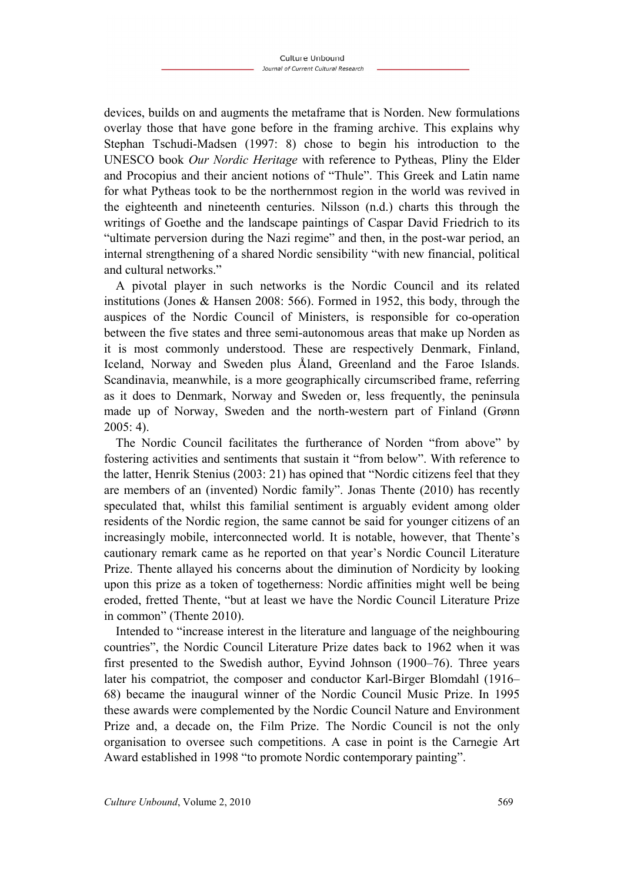devices, builds on and augments the metaframe that is Norden. New formulations overlay those that have gone before in the framing archive. This explains why Stephan Tschudi-Madsen (1997: 8) chose to begin his introduction to the UNESCO book *Our Nordic Heritage* with reference to Pytheas, Pliny the Elder and Procopius and their ancient notions of "Thule". This Greek and Latin name for what Pytheas took to be the northernmost region in the world was revived in the eighteenth and nineteenth centuries. Nilsson (n.d.) charts this through the writings of Goethe and the landscape paintings of Caspar David Friedrich to its "ultimate perversion during the Nazi regime" and then, in the post-war period, an internal strengthening of a shared Nordic sensibility "with new financial, political and cultural networks."

A pivotal player in such networks is the Nordic Council and its related institutions (Jones & Hansen 2008: 566). Formed in 1952, this body, through the auspices of the Nordic Council of Ministers, is responsible for co-operation between the five states and three semi-autonomous areas that make up Norden as it is most commonly understood. These are respectively Denmark, Finland, Iceland, Norway and Sweden plus Åland, Greenland and the Faroe Islands. Scandinavia, meanwhile, is a more geographically circumscribed frame, referring as it does to Denmark, Norway and Sweden or, less frequently, the peninsula made up of Norway, Sweden and the north-western part of Finland (Grønn 2005: 4).

The Nordic Council facilitates the furtherance of Norden "from above" by fostering activities and sentiments that sustain it "from below". With reference to the latter, Henrik Stenius (2003: 21) has opined that "Nordic citizens feel that they are members of an (invented) Nordic family". Jonas Thente (2010) has recently speculated that, whilst this familial sentiment is arguably evident among older residents of the Nordic region, the same cannot be said for younger citizens of an increasingly mobile, interconnected world. It is notable, however, that Thente's cautionary remark came as he reported on that year's Nordic Council Literature Prize. Thente allayed his concerns about the diminution of Nordicity by looking upon this prize as a token of togetherness: Nordic affinities might well be being eroded, fretted Thente, "but at least we have the Nordic Council Literature Prize in common" (Thente 2010).

Intended to "increase interest in the literature and language of the neighbouring countries", the Nordic Council Literature Prize dates back to 1962 when it was first presented to the Swedish author, Eyvind Johnson (1900–76). Three years later his compatriot, the composer and conductor Karl-Birger Blomdahl (1916–68) became the inaugural winner of the Nordic Council Music Prize. In 1995 these awards were complemented by the Nordic Council Nature and Environment Prize and, a decade on, the Film Prize. The Nordic Council is not the only organisation to oversee such competitions. A case in point is the Carnegie Art Award established in 1998 "to promote Nordic contemporary painting".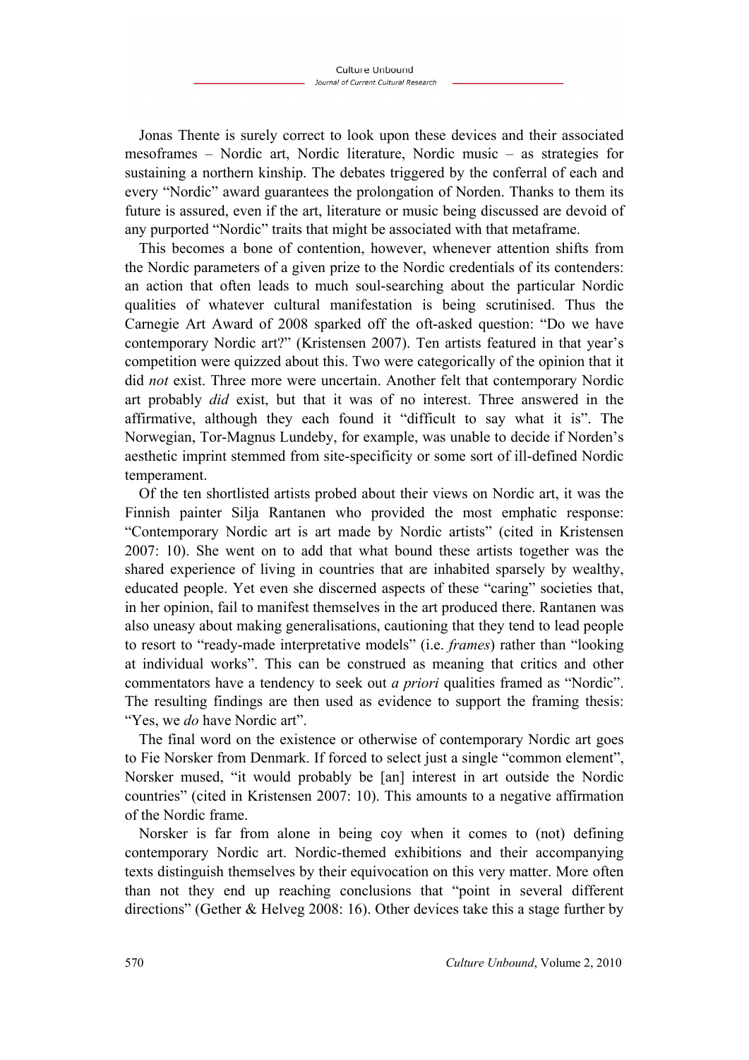Jonas Thente is surely correct to look upon these devices and their associated mesoframes – Nordic art, Nordic literature, Nordic music – as strategies for sustaining a northern kinship. The debates triggered by the conferral of each and every "Nordic" award guarantees the prolongation of Norden. Thanks to them its future is assured, even if the art, literature or music being discussed are devoid of any purported "Nordic" traits that might be associated with that metaframe.

This becomes a bone of contention, however, whenever attention shifts from the Nordic parameters of a given prize to the Nordic credentials of its contenders: an action that often leads to much soul-searching about the particular Nordic qualities of whatever cultural manifestation is being scrutinised. Thus the Carnegie Art Award of 2008 sparked off the oft-asked question: "Do we have contemporary Nordic art?" (Kristensen 2007). Ten artists featured in that year's competition were quizzed about this. Two were categorically of the opinion that it did *not* exist. Three more were uncertain. Another felt that contemporary Nordic art probably *did* exist, but that it was of no interest. Three answered in the affirmative, although they each found it "difficult to say what it is". The Norwegian, Tor-Magnus Lundeby, for example, was unable to decide if Norden's aesthetic imprint stemmed from site-specificity or some sort of ill-defined Nordic temperament.

Of the ten shortlisted artists probed about their views on Nordic art, it was the Finnish painter Silja Rantanen who provided the most emphatic response: "Contemporary Nordic art is art made by Nordic artists" (cited in Kristensen 2007: 10). She went on to add that what bound these artists together was the shared experience of living in countries that are inhabited sparsely by wealthy, educated people. Yet even she discerned aspects of these "caring" societies that, in her opinion, fail to manifest themselves in the art produced there. Rantanen was also uneasy about making generalisations, cautioning that they tend to lead people to resort to "ready-made interpretative models" (i.e. *frames*) rather than "looking at individual works". This can be construed as meaning that critics and other commentators have a tendency to seek out *a priori* qualities framed as "Nordic". The resulting findings are then used as evidence to support the framing thesis: "Yes, we *do* have Nordic art".

The final word on the existence or otherwise of contemporary Nordic art goes to Fie Norsker from Denmark. If forced to select just a single "common element", Norsker mused, "it would probably be [an] interest in art outside the Nordic countries" (cited in Kristensen 2007: 10). This amounts to a negative affirmation of the Nordic frame.

Norsker is far from alone in being coy when it comes to (not) defining contemporary Nordic art. Nordic-themed exhibitions and their accompanying texts distinguish themselves by their equivocation on this very matter. More often than not they end up reaching conclusions that "point in several different directions" (Gether & Helveg 2008: 16). Other devices take this a stage further by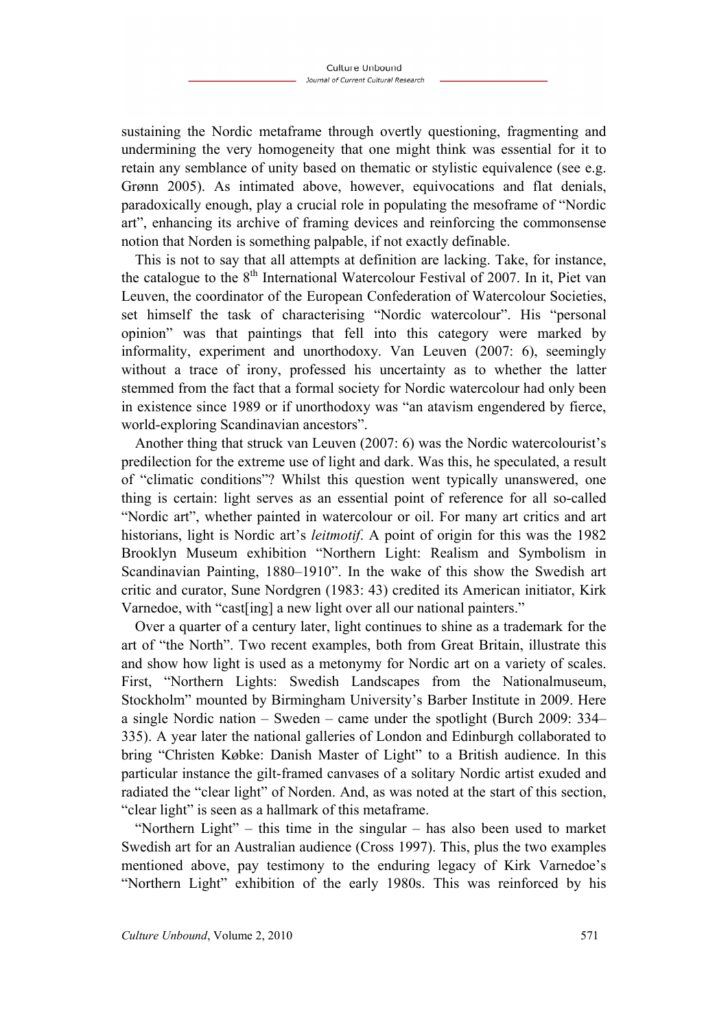sustaining the Nordic metaframe through overtly questioning, fragmenting and undermining the very homogeneity that one might think was essential for it to retain any semblance of unity based on thematic or stylistic equivalence (see e.g. Grønn 2005). As intimated above, however, equivocations and flat denials, paradoxically enough, play a crucial role in populating the mesoframe of "Nordic art", enhancing its archive of framing devices and reinforcing the commonsense notion that Norden is something palpable, if not exactly definable.

This is not to say that all attempts at definition are lacking. Take, for instance, the catalogue to the 8th International Watercolour Festival of 2007. In it, Piet van Leuven, the coordinator of the European Confederation of Watercolour Societies, set himself the task of characterising "Nordic watercolour". His "personal opinion" was that paintings that fell into this category were marked by informality, experiment and unorthodoxy. Van Leuven (2007: 6), seemingly without a trace of irony, professed his uncertainty as to whether the latter stemmed from the fact that a formal society for Nordic watercolour had only been in existence since 1989 or if unorthodoxy was "an atavism engendered by fierce, world-exploring Scandinavian ancestors".

Another thing that struck van Leuven (2007: 6) was the Nordic watercolourist's predilection for the extreme use of light and dark. Was this, he speculated, a result of "climatic conditions"? Whilst this question went typically unanswered, one thing is certain: light serves as an essential point of reference for all so-called "Nordic art", whether painted in watercolour or oil. For many art critics and art historians, light is Nordic art's *leitmotif*. A point of origin for this was the 1982 Brooklyn Museum exhibition "Northern Light: Realism and Symbolism in Scandinavian Painting, 1880–1910". In the wake of this show the Swedish art critic and curator, Sune Nordgren (1983: 43) credited its American initiator, Kirk Varnedoe, with "cast[ing] a new light over all our national painters."

Over a quarter of a century later, light continues to shine as a trademark for the art of "the North". Two recent examples, both from Great Britain, illustrate this and show how light is used as a metonymy for Nordic art on a variety of scales. First, "Northern Lights: Swedish Landscapes from the Nationalmuseum, Stockholm" mounted by Birmingham University's Barber Institute in 2009. Here a single Nordic nation – Sweden – came under the spotlight (Burch 2009: 334–335). A year later the national galleries of London and Edinburgh collaborated to bring "Christen Købke: Danish Master of Light" to a British audience. In this particular instance the gilt-framed canvases of a solitary Nordic artist exuded and radiated the "clear light" of Norden. And, as was noted at the start of this section, "clear light" is seen as a hallmark of this metaframe.

"Northern Light" – this time in the singular – has also been used to market Swedish art for an Australian audience (Cross 1997). This, plus the two examples mentioned above, pay testimony to the enduring legacy of Kirk Varnedoe's "Northern Light" exhibition of the early 1980s. This was reinforced by his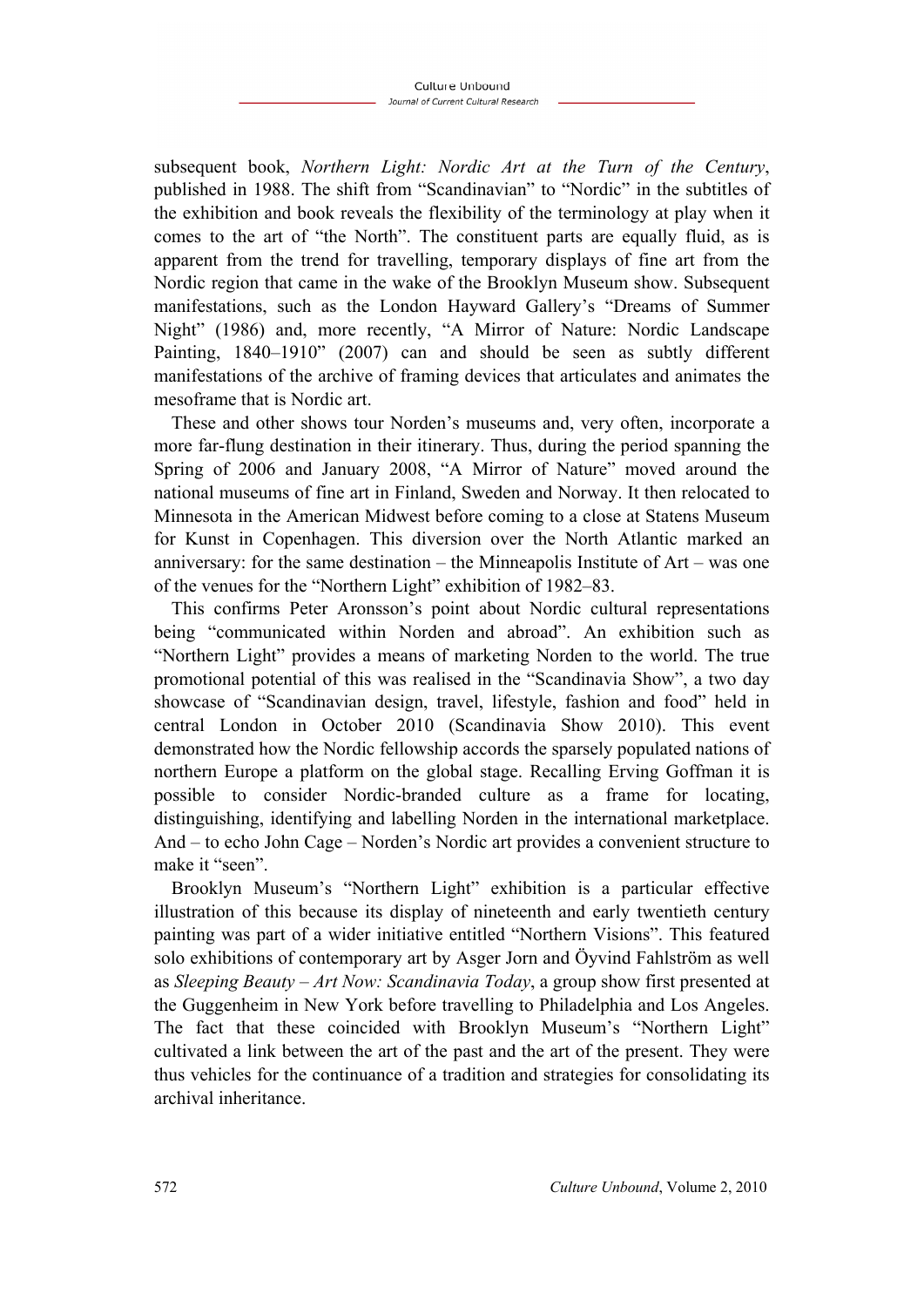subsequent book, *Northern Light: Nordic Art at the Turn of the Century*, published in 1988. The shift from "Scandinavian" to "Nordic" in the subtitles of the exhibition and book reveals the flexibility of the terminology at play when it comes to the art of "the North". The constituent parts are equally fluid, as is apparent from the trend for travelling, temporary displays of fine art from the Nordic region that came in the wake of the Brooklyn Museum show. Subsequent manifestations, such as the London Hayward Gallery's "Dreams of Summer Night" (1986) and, more recently, "A Mirror of Nature: Nordic Landscape Painting, 1840–1910" (2007) can and should be seen as subtly different manifestations of the archive of framing devices that articulates and animates the mesoframe that is Nordic art.

These and other shows tour Norden's museums and, very often, incorporate a more far-flung destination in their itinerary. Thus, during the period spanning the Spring of 2006 and January 2008, "A Mirror of Nature" moved around the national museums of fine art in Finland, Sweden and Norway. It then relocated to Minnesota in the American Midwest before coming to a close at Statens Museum for Kunst in Copenhagen. This diversion over the North Atlantic marked an anniversary: for the same destination – the Minneapolis Institute of Art – was one of the venues for the "Northern Light" exhibition of 1982–83.

This confirms Peter Aronsson's point about Nordic cultural representations being "communicated within Norden and abroad". An exhibition such as "Northern Light" provides a means of marketing Norden to the world. The true promotional potential of this was realised in the "Scandinavia Show", a two day showcase of "Scandinavian design, travel, lifestyle, fashion and food" held in central London in October 2010 (Scandinavia Show 2010). This event demonstrated how the Nordic fellowship accords the sparsely populated nations of northern Europe a platform on the global stage. Recalling Erving Goffman it is possible to consider Nordic-branded culture as a frame for locating, distinguishing, identifying and labelling Norden in the international marketplace. And – to echo John Cage – Norden's Nordic art provides a convenient structure to make it "seen".

Brooklyn Museum's "Northern Light" exhibition is a particular effective illustration of this because its display of nineteenth and early twentieth century painting was part of a wider initiative entitled "Northern Visions". This featured solo exhibitions of contemporary art by Asger Jorn and Öyvind Fahlström as well as *Sleeping Beauty – Art Now: Scandinavia Today*, a group show first presented at the Guggenheim in New York before travelling to Philadelphia and Los Angeles. The fact that these coincided with Brooklyn Museum's "Northern Light" cultivated a link between the art of the past and the art of the present. They were thus vehicles for the continuance of a tradition and strategies for consolidating its archival inheritance.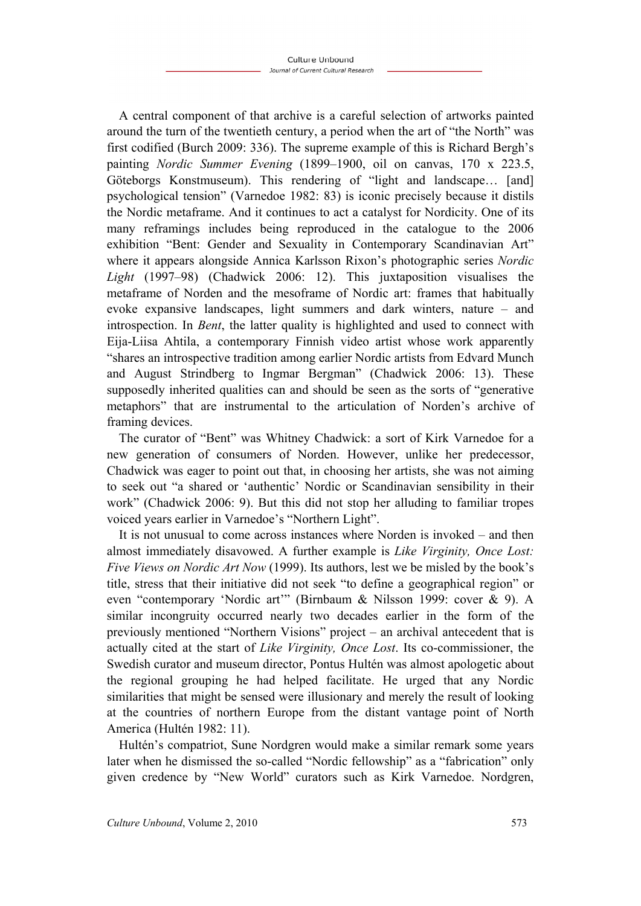A central component of that archive is a careful selection of artworks painted around the turn of the twentieth century, a period when the art of "the North" was first codified (Burch 2009: 336). The supreme example of this is Richard Bergh's painting *Nordic Summer Evening* (1899–1900, oil on canvas, 170 x 223.5, Göteborgs Konstmuseum). This rendering of "light and landscape… [and] psychological tension" (Varnedoe 1982: 83) is iconic precisely because it distils the Nordic metaframe. And it continues to act a catalyst for Nordicity. One of its many reframings includes being reproduced in the catalogue to the 2006 exhibition "Bent: Gender and Sexuality in Contemporary Scandinavian Art" where it appears alongside Annica Karlsson Rixon's photographic series *Nordic Light* (1997–98) (Chadwick 2006: 12). This juxtaposition visualises the metaframe of Norden and the mesoframe of Nordic art: frames that habitually evoke expansive landscapes, light summers and dark winters, nature – and introspection. In *Bent*, the latter quality is highlighted and used to connect with Eija-Liisa Ahtila, a contemporary Finnish video artist whose work apparently "shares an introspective tradition among earlier Nordic artists from Edvard Munch and August Strindberg to Ingmar Bergman" (Chadwick 2006: 13). These supposedly inherited qualities can and should be seen as the sorts of "generative metaphors" that are instrumental to the articulation of Norden's archive of framing devices.

The curator of "Bent" was Whitney Chadwick: a sort of Kirk Varnedoe for a new generation of consumers of Norden. However, unlike her predecessor, Chadwick was eager to point out that, in choosing her artists, she was not aiming to seek out "a shared or 'authentic' Nordic or Scandinavian sensibility in their work" (Chadwick 2006: 9). But this did not stop her alluding to familiar tropes voiced years earlier in Varnedoe's "Northern Light".

It is not unusual to come across instances where Norden is invoked – and then almost immediately disavowed. A further example is *Like Virginity, Once Lost: Five Views on Nordic Art Now* (1999). Its authors, lest we be misled by the book's title, stress that their initiative did not seek "to define a geographical region" or even "contemporary 'Nordic art'" (Birnbaum & Nilsson 1999: cover & 9). A similar incongruity occurred nearly two decades earlier in the form of the previously mentioned "Northern Visions" project – an archival antecedent that is actually cited at the start of *Like Virginity, Once Lost*. Its co-commissioner, the Swedish curator and museum director, Pontus Hultén was almost apologetic about the regional grouping he had helped facilitate. He urged that any Nordic similarities that might be sensed were illusionary and merely the result of looking at the countries of northern Europe from the distant vantage point of North America (Hultén 1982: 11).

Hultén's compatriot, Sune Nordgren would make a similar remark some years later when he dismissed the so-called "Nordic fellowship" as a "fabrication" only given credence by "New World" curators such as Kirk Varnedoe. Nordgren,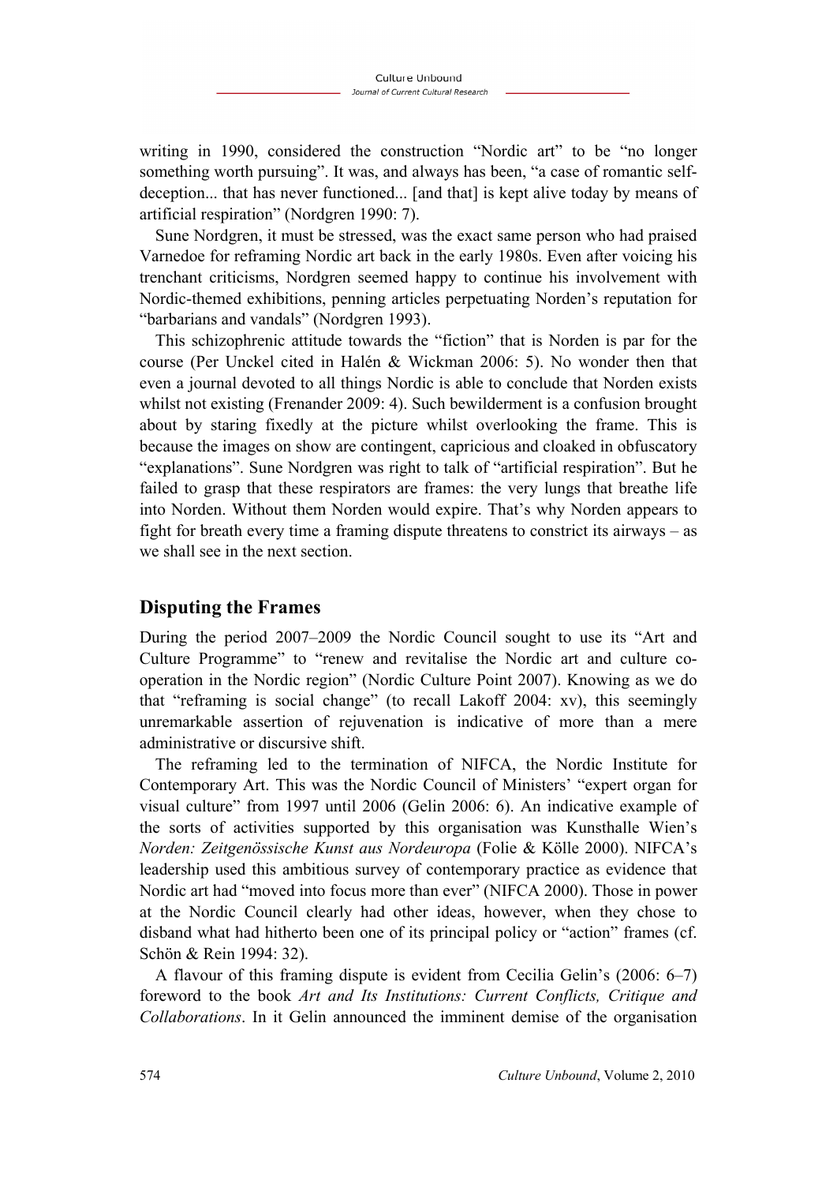writing in 1990, considered the construction "Nordic art" to be "no longer something worth pursuing". It was, and always has been, "a case of romantic self-deception... that has never functioned... [and that] is kept alive today by means of artificial respiration" (Nordgren 1990: 7).

Sune Nordgren, it must be stressed, was the exact same person who had praised Varnedoe for reframing Nordic art back in the early 1980s. Even after voicing his trenchant criticisms, Nordgren seemed happy to continue his involvement with Nordic-themed exhibitions, penning articles perpetuating Norden's reputation for "barbarians and vandals" (Nordgren 1993).

This schizophrenic attitude towards the "fiction" that is Norden is par for the course (Per Unckel cited in Halén & Wickman 2006: 5). No wonder then that even a journal devoted to all things Nordic is able to conclude that Norden exists whilst not existing (Frenander 2009: 4). Such bewilderment is a confusion brought about by staring fixedly at the picture whilst overlooking the frame. This is because the images on show are contingent, capricious and cloaked in obfuscatory "explanations". Sune Nordgren was right to talk of "artificial respiration". But he failed to grasp that these respirators are frames: the very lungs that breathe life into Norden. Without them Norden would expire. That's why Norden appears to fight for breath every time a framing dispute threatens to constrict its airways – as we shall see in the next section.

## Disputing the Frames

During the period 2007–2009 the Nordic Council sought to use its "Art and Culture Programme" to "renew and revitalise the Nordic art and culture co-operation in the Nordic region" (Nordic Culture Point 2007). Knowing as we do that "reframing is social change" (to recall Lakoff 2004: xv), this seemingly unremarkable assertion of rejuvenation is indicative of more than a mere administrative or discursive shift.

The reframing led to the termination of NIFCA, the Nordic Institute for Contemporary Art. This was the Nordic Council of Ministers' "expert organ for visual culture" from 1997 until 2006 (Gelin 2006: 6). An indicative example of the sorts of activities supported by this organisation was Kunsthalle Wien's *Norden: Zeitgenössische Kunst aus Nordeuropa* (Folie & Kölle 2000). NIFCA's leadership used this ambitious survey of contemporary practice as evidence that Nordic art had "moved into focus more than ever" (NIFCA 2000). Those in power at the Nordic Council clearly had other ideas, however, when they chose to disband what had hitherto been one of its principal policy or "action" frames (cf. Schön & Rein 1994: 32).

A flavour of this framing dispute is evident from Cecilia Gelin's (2006: 6–7) foreword to the book *Art and Its Institutions: Current Conflicts, Critique and Collaborations*. In it Gelin announced the imminent demise of the organisation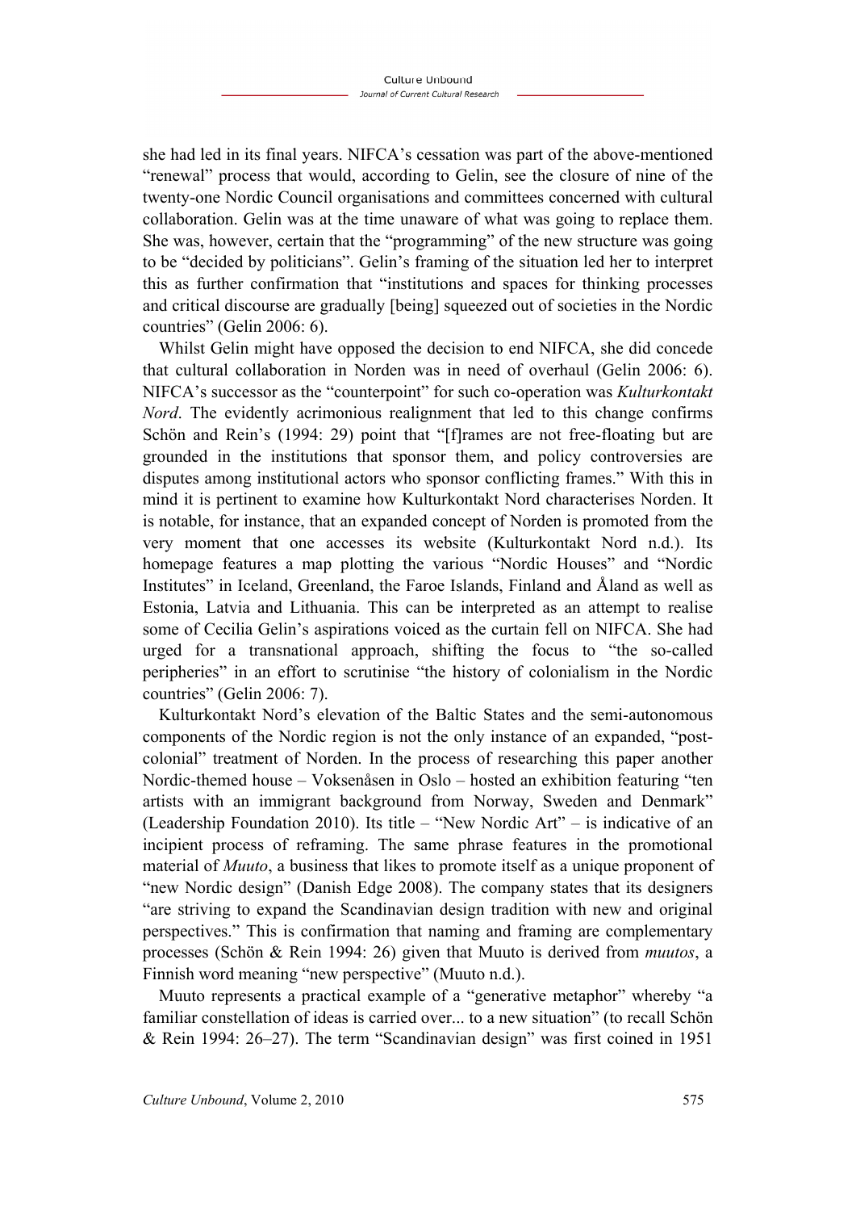she had led in its final years. NIFCA's cessation was part of the above-mentioned "renewal" process that would, according to Gelin, see the closure of nine of the twenty-one Nordic Council organisations and committees concerned with cultural collaboration. Gelin was at the time unaware of what was going to replace them. She was, however, certain that the "programming" of the new structure was going to be "decided by politicians". Gelin's framing of the situation led her to interpret this as further confirmation that "institutions and spaces for thinking processes and critical discourse are gradually [being] squeezed out of societies in the Nordic countries" (Gelin 2006: 6).

Whilst Gelin might have opposed the decision to end NIFCA, she did concede that cultural collaboration in Norden was in need of overhaul (Gelin 2006: 6). NIFCA's successor as the "counterpoint" for such co-operation was *Kulturkontakt Nord*. The evidently acrimonious realignment that led to this change confirms Schön and Rein's (1994: 29) point that "[f]rames are not free-floating but are grounded in the institutions that sponsor them, and policy controversies are disputes among institutional actors who sponsor conflicting frames." With this in mind it is pertinent to examine how Kulturkontakt Nord characterises Norden. It is notable, for instance, that an expanded concept of Norden is promoted from the very moment that one accesses its website (Kulturkontakt Nord n.d.). Its homepage features a map plotting the various "Nordic Houses" and "Nordic Institutes" in Iceland, Greenland, the Faroe Islands, Finland and Åland as well as Estonia, Latvia and Lithuania. This can be interpreted as an attempt to realise some of Cecilia Gelin's aspirations voiced as the curtain fell on NIFCA. She had urged for a transnational approach, shifting the focus to "the so-called peripheries" in an effort to scrutinise "the history of colonialism in the Nordic countries" (Gelin 2006: 7).

Kulturkontakt Nord's elevation of the Baltic States and the semi-autonomous components of the Nordic region is not the only instance of an expanded, "post-colonial" treatment of Norden. In the process of researching this paper another Nordic-themed house – Voksenåsen in Oslo – hosted an exhibition featuring "ten artists with an immigrant background from Norway, Sweden and Denmark" (Leadership Foundation 2010). Its title – "New Nordic Art" – is indicative of an incipient process of reframing. The same phrase features in the promotional material of *Muuto*, a business that likes to promote itself as a unique proponent of "new Nordic design" (Danish Edge 2008). The company states that its designers "are striving to expand the Scandinavian design tradition with new and original perspectives." This is confirmation that naming and framing are complementary processes (Schön & Rein 1994: 26) given that Muuto is derived from *muutos*, a Finnish word meaning "new perspective" (Muuto n.d.).

Muuto represents a practical example of a "generative metaphor" whereby "a familiar constellation of ideas is carried over... to a new situation" (to recall Schön & Rein 1994: 26–27). The term "Scandinavian design" was first coined in 1951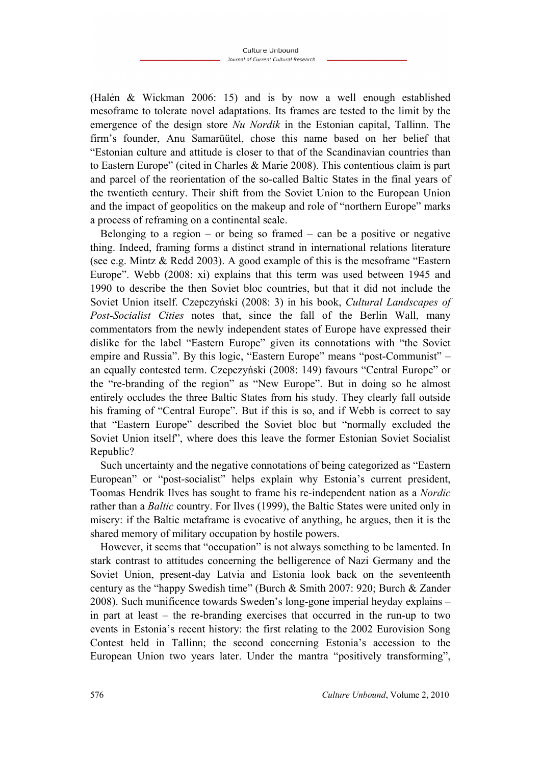(Halén & Wickman 2006: 15) and is by now a well enough established mesoframe to tolerate novel adaptations. Its frames are tested to the limit by the emergence of the design store *Nu Nordik* in the Estonian capital, Tallinn. The firm's founder, Anu Samarüütel, chose this name based on her belief that "Estonian culture and attitude is closer to that of the Scandinavian countries than to Eastern Europe" (cited in Charles & Marie 2008). This contentious claim is part and parcel of the reorientation of the so-called Baltic States in the final years of the twentieth century. Their shift from the Soviet Union to the European Union and the impact of geopolitics on the makeup and role of "northern Europe" marks a process of reframing on a continental scale.

Belonging to a region – or being so framed – can be a positive or negative thing. Indeed, framing forms a distinct strand in international relations literature (see e.g. Mintz & Redd 2003). A good example of this is the mesoframe "Eastern Europe". Webb (2008: xi) explains that this term was used between 1945 and 1990 to describe the then Soviet bloc countries, but that it did not include the Soviet Union itself. Czepczyński (2008: 3) in his book, *Cultural Landscapes of Post-Socialist Cities* notes that, since the fall of the Berlin Wall, many commentators from the newly independent states of Europe have expressed their dislike for the label "Eastern Europe" given its connotations with "the Soviet empire and Russia". By this logic, "Eastern Europe" means "post-Communist" – an equally contested term. Czepczyński (2008: 149) favours "Central Europe" or the "re-branding of the region" as "New Europe". But in doing so he almost entirely occludes the three Baltic States from his study. They clearly fall outside his framing of "Central Europe". But if this is so, and if Webb is correct to say that "Eastern Europe" described the Soviet bloc but "normally excluded the Soviet Union itself", where does this leave the former Estonian Soviet Socialist Republic?

Such uncertainty and the negative connotations of being categorized as "Eastern European" or "post-socialist" helps explain why Estonia's current president, Toomas Hendrik Ilves has sought to frame his re-independent nation as a *Nordic* rather than a *Baltic* country. For Ilves (1999), the Baltic States were united only in misery: if the Baltic metaframe is evocative of anything, he argues, then it is the shared memory of military occupation by hostile powers.

However, it seems that "occupation" is not always something to be lamented. In stark contrast to attitudes concerning the belligerence of Nazi Germany and the Soviet Union, present-day Latvia and Estonia look back on the seventeenth century as the "happy Swedish time" (Burch & Smith 2007: 920; Burch & Zander 2008). Such munificence towards Sweden's long-gone imperial heyday explains – in part at least – the re-branding exercises that occurred in the run-up to two events in Estonia's recent history: the first relating to the 2002 Eurovision Song Contest held in Tallinn; the second concerning Estonia's accession to the European Union two years later. Under the mantra "positively transforming",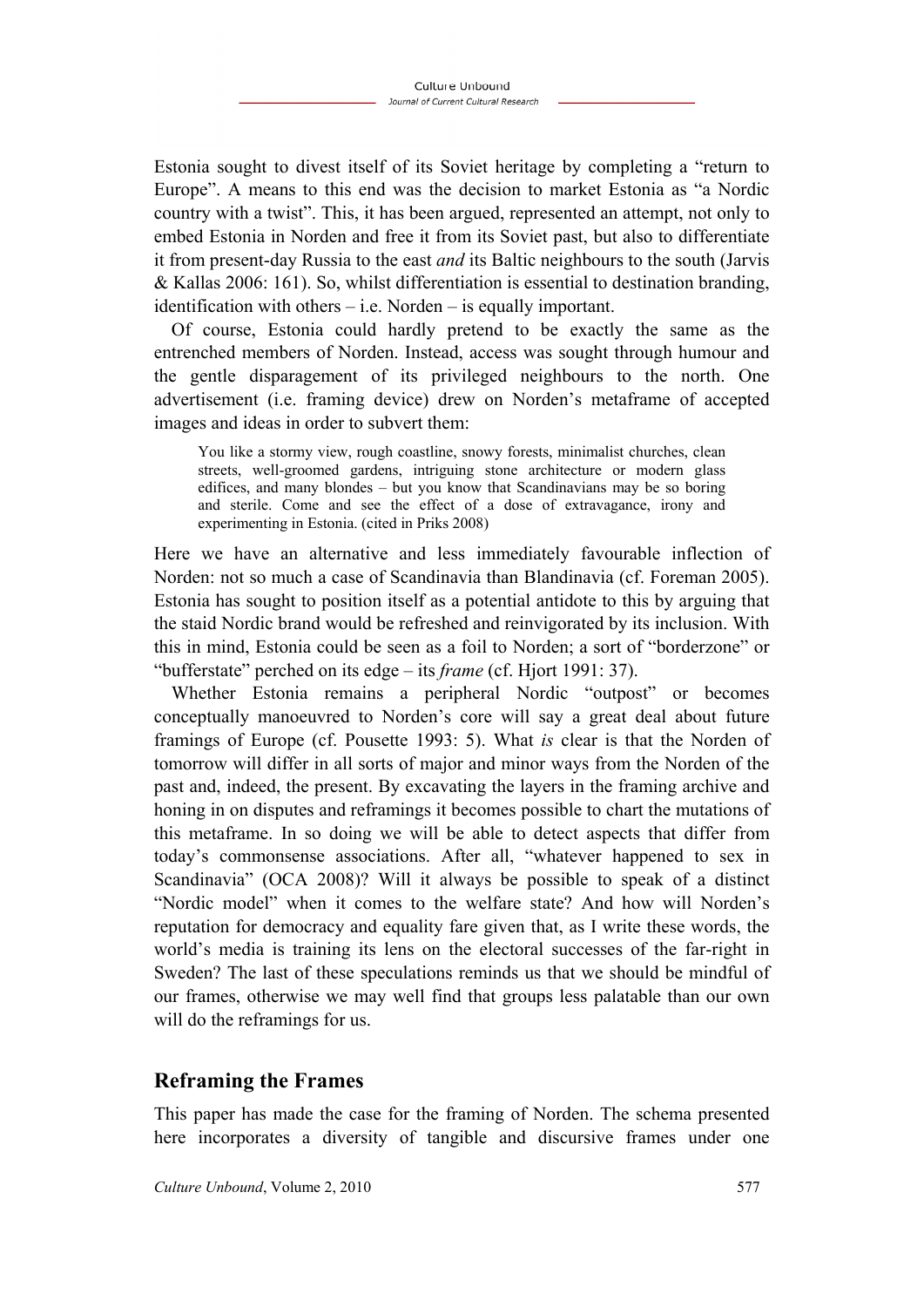Estonia sought to divest itself of its Soviet heritage by completing a "return to Europe". A means to this end was the decision to market Estonia as "a Nordic country with a twist". This, it has been argued, represented an attempt, not only to embed Estonia in Norden and free it from its Soviet past, but also to differentiate it from present-day Russia to the east *and* its Baltic neighbours to the south (Jarvis & Kallas 2006: 161). So, whilst differentiation is essential to destination branding, identification with others – i.e. Norden – is equally important.

Of course, Estonia could hardly pretend to be exactly the same as the entrenched members of Norden. Instead, access was sought through humour and the gentle disparagement of its privileged neighbours to the north. One advertisement (i.e. framing device) drew on Norden's metaframe of accepted images and ideas in order to subvert them:

> You like a stormy view, rough coastline, snowy forests, minimalist churches, clean streets, well-groomed gardens, intriguing stone architecture or modern glass edifices, and many blondes – but you know that Scandinavians may be so boring and sterile. Come and see the effect of a dose of extravagance, irony and experimenting in Estonia. (cited in Priks 2008)

Here we have an alternative and less immediately favourable inflection of Norden: not so much a case of Scandinavia than Blandinavia (cf. Foreman 2005). Estonia has sought to position itself as a potential antidote to this by arguing that the staid Nordic brand would be refreshed and reinvigorated by its inclusion. With this in mind, Estonia could be seen as a foil to Norden; a sort of "borderzone" or "bufferstate" perched on its edge – its *frame* (cf. Hjort 1991: 37).

Whether Estonia remains a peripheral Nordic "outpost" or becomes conceptually manoeuvred to Norden's core will say a great deal about future framings of Europe (cf. Pousette 1993: 5). What *is* clear is that the Norden of tomorrow will differ in all sorts of major and minor ways from the Norden of the past and, indeed, the present. By excavating the layers in the framing archive and honing in on disputes and reframings it becomes possible to chart the mutations of this metaframe. In so doing we will be able to detect aspects that differ from today's commonsense associations. After all, "whatever happened to sex in Scandinavia" (OCA 2008)? Will it always be possible to speak of a distinct "Nordic model" when it comes to the welfare state? And how will Norden's reputation for democracy and equality fare given that, as I write these words, the world's media is training its lens on the electoral successes of the far-right in Sweden? The last of these speculations reminds us that we should be mindful of our frames, otherwise we may well find that groups less palatable than our own will do the reframings for us.

## Reframing the Frames

This paper has made the case for the framing of Norden. The schema presented here incorporates a diversity of tangible and discursive frames under one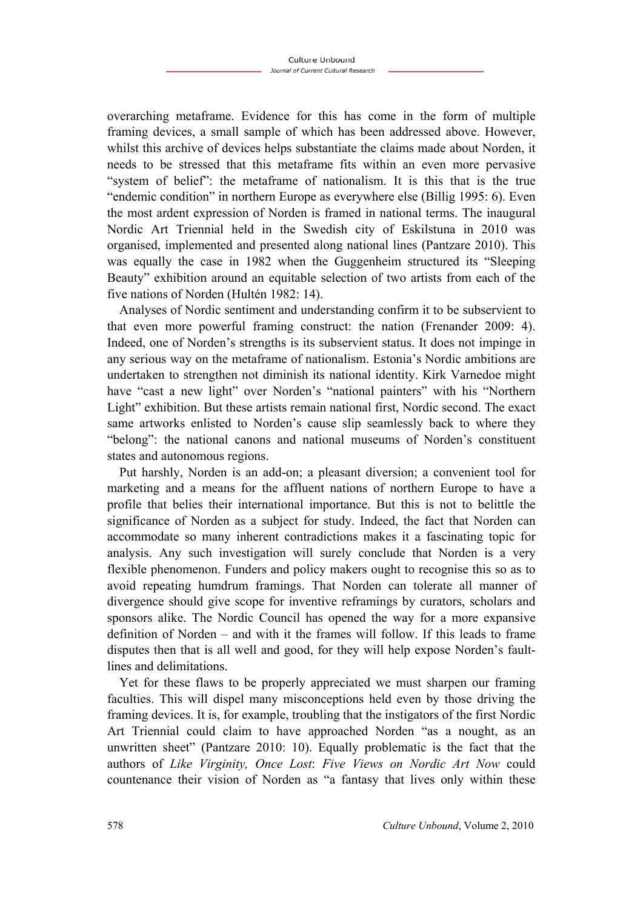overarching metaframe. Evidence for this has come in the form of multiple framing devices, a small sample of which has been addressed above. However, whilst this archive of devices helps substantiate the claims made about Norden, it needs to be stressed that this metaframe fits within an even more pervasive "system of belief": the metaframe of nationalism. It is this that is the true "endemic condition" in northern Europe as everywhere else (Billig 1995: 6). Even the most ardent expression of Norden is framed in national terms. The inaugural Nordic Art Triennial held in the Swedish city of Eskilstuna in 2010 was organised, implemented and presented along national lines (Pantzare 2010). This was equally the case in 1982 when the Guggenheim structured its "Sleeping Beauty" exhibition around an equitable selection of two artists from each of the five nations of Norden (Hultén 1982: 14).

Analyses of Nordic sentiment and understanding confirm it to be subservient to that even more powerful framing construct: the nation (Frenander 2009: 4). Indeed, one of Norden's strengths is its subservient status. It does not impinge in any serious way on the metaframe of nationalism. Estonia's Nordic ambitions are undertaken to strengthen not diminish its national identity. Kirk Varnedoe might have "cast a new light" over Norden's "national painters" with his "Northern Light" exhibition. But these artists remain national first, Nordic second. The exact same artworks enlisted to Norden's cause slip seamlessly back to where they "belong": the national canons and national museums of Norden's constituent states and autonomous regions.

Put harshly, Norden is an add-on; a pleasant diversion; a convenient tool for marketing and a means for the affluent nations of northern Europe to have a profile that belies their international importance. But this is not to belittle the significance of Norden as a subject for study. Indeed, the fact that Norden can accommodate so many inherent contradictions makes it a fascinating topic for analysis. Any such investigation will surely conclude that Norden is a very flexible phenomenon. Funders and policy makers ought to recognise this so as to avoid repeating humdrum framings. That Norden can tolerate all manner of divergence should give scope for inventive reframings by curators, scholars and sponsors alike. The Nordic Council has opened the way for a more expansive definition of Norden – and with it the frames will follow. If this leads to frame disputes then that is all well and good, for they will help expose Norden's fault-lines and delimitations.

Yet for these flaws to be properly appreciated we must sharpen our framing faculties. This will dispel many misconceptions held even by those driving the framing devices. It is, for example, troubling that the instigators of the first Nordic Art Triennial could claim to have approached Norden "as a nought, as an unwritten sheet" (Pantzare 2010: 10). Equally problematic is the fact that the authors of *Like Virginity, Once Lost*: *Five Views on Nordic Art Now* could countenance their vision of Norden as "a fantasy that lives only within these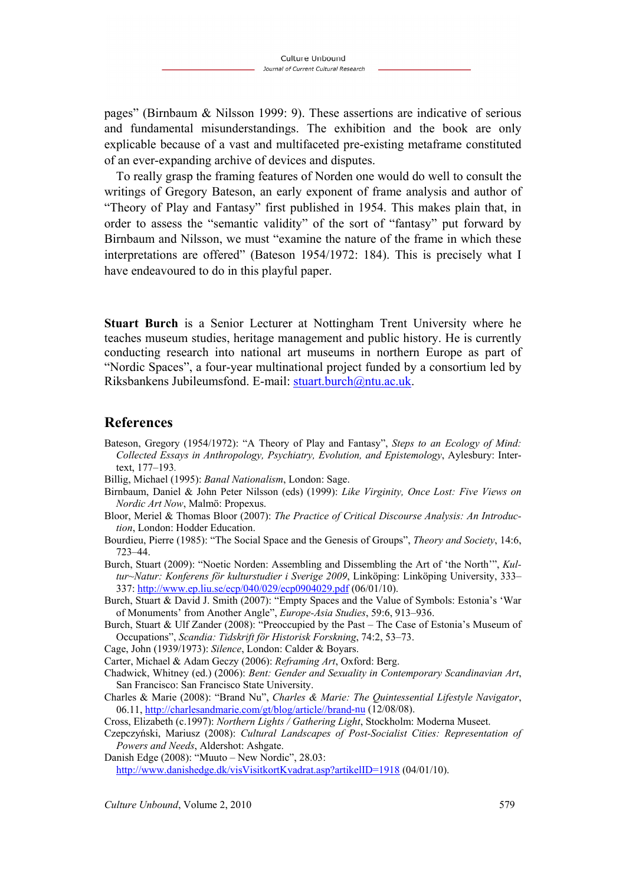pages" (Birnbaum & Nilsson 1999: 9). These assertions are indicative of serious and fundamental misunderstandings. The exhibition and the book are only explicable because of a vast and multifaceted pre-existing metaframe constituted of an ever-expanding archive of devices and disputes.

To really grasp the framing features of Norden one would do well to consult the writings of Gregory Bateson, an early exponent of frame analysis and author of "Theory of Play and Fantasy" first published in 1954. This makes plain that, in order to assess the "semantic validity" of the sort of "fantasy" put forward by Birnbaum and Nilsson, we must "examine the nature of the frame in which these interpretations are offered" (Bateson 1954/1972: 184). This is precisely what I have endeavoured to do in this playful paper.

**Stuart Burch** is a Senior Lecturer at Nottingham Trent University where he teaches museum studies, heritage management and public history. He is currently conducting research into national art museums in northern Europe as part of "Nordic Spaces", a four-year multinational project funded by a consortium led by Riksbankens Jubileumsfond. E-mail: stuart.burch@ntu.ac.uk.

## References

Bateson, Gregory (1954/1972): "A Theory of Play and Fantasy", *Steps to an Ecology of Mind: Collected Essays in Anthropology, Psychiatry, Evolution, and Epistemology*, Aylesbury: Intertext, 177–193.

Billig, Michael (1995): *Banal Nationalism*, London: Sage.

Birnbaum, Daniel & John Peter Nilsson (eds) (1999): *Like Virginity, Once Lost: Five Views on Nordic Art Now*, Malmö: Propexus.

Bloor, Meriel & Thomas Bloor (2007): *The Practice of Critical Discourse Analysis: An Introduction*, London: Hodder Education.

Bourdieu, Pierre (1985): "The Social Space and the Genesis of Groups", *Theory and Society*, 14:6, 723–44.

Burch, Stuart (2009): "Noetic Norden: Assembling and Dissembling the Art of 'the North'", *Kultur~Natur: Konferens för kulturstudier i Sverige 2009*, Linköping: Linköping University, 333–337: http://www.ep.liu.se/ecp/040/029/ecp0904029.pdf (06/01/10).

Burch, Stuart & David J. Smith (2007): "Empty Spaces and the Value of Symbols: Estonia's 'War of Monuments' from Another Angle", *Europe-Asia Studies*, 59:6, 913–936.

Burch, Stuart & Ulf Zander (2008): "Preoccupied by the Past – The Case of Estonia's Museum of Occupations", *Scandia: Tidskrift för Historisk Forskning*, 74:2, 53–73.

Cage, John (1939/1973): *Silence*, London: Calder & Boyars.

Carter, Michael & Adam Geczy (2006): *Reframing Art*, Oxford: Berg.

Chadwick, Whitney (ed.) (2006): *Bent: Gender and Sexuality in Contemporary Scandinavian Art*, San Francisco: San Francisco State University.

Charles & Marie (2008): "Brand Nu", *Charles & Marie: The Quintessential Lifestyle Navigator*, 06.11, http://charlesandmarie.com/gt/blog/article//brand-nu (12/08/08).

Cross, Elizabeth (c.1997): *Northern Lights / Gathering Light*, Stockholm: Moderna Museet.

Czepczyński, Mariusz (2008): *Cultural Landscapes of Post-Socialist Cities: Representation of Powers and Needs*, Aldershot: Ashgate.

Danish Edge (2008): "Muuto – New Nordic", 28.03: http://www.danishedge.dk/visVisitkortKvadrat.asp?artikelID=1918 (04/01/10).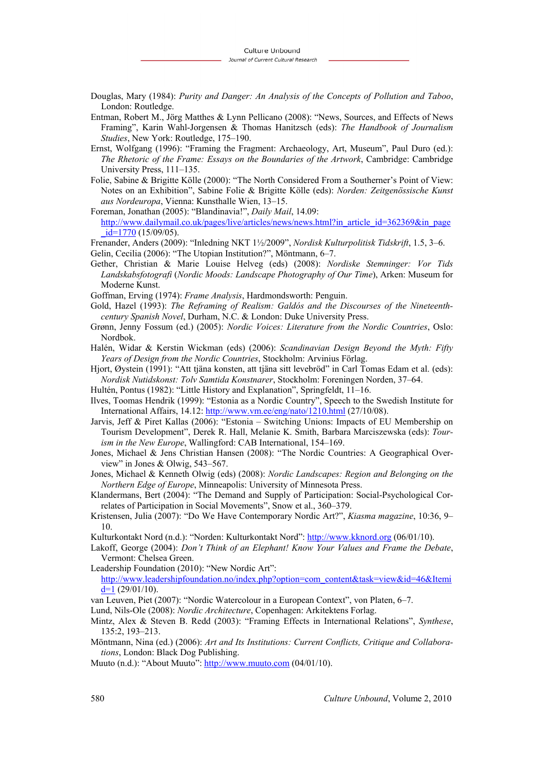Douglas, Mary (1984): *Purity and Danger: An Analysis of the Concepts of Pollution and Taboo*, London: Routledge.

Entman, Robert M., Jörg Matthes & Lynn Pellicano (2008): "News, Sources, and Effects of News Framing", Karin Wahl-Jorgensen & Thomas Hanitzsch (eds): *The Handbook of Journalism Studies*, New York: Routledge, 175–190.

Ernst, Wolfgang (1996): "Framing the Fragment: Archaeology, Art, Museum", Paul Duro (ed.): *The Rhetoric of the Frame: Essays on the Boundaries of the Artwork*, Cambridge: Cambridge University Press, 111–135.

Folie, Sabine & Brigitte Kölle (2000): "The North Considered From a Southerner's Point of View: Notes on an Exhibition", Sabine Folie & Brigitte Kölle (eds): *Norden: Zeitgenössische Kunst aus Nordeuropa*, Vienna: Kunsthalle Wien, 13–15.

Foreman, Jonathan (2005): "Blandinavia!", *Daily Mail*, 14.09: http://www.dailymail.co.uk/pages/live/articles/news/news.html?in_article_id=362369&in_page_id=1770 (15/09/05).

Frenander, Anders (2009): "Inledning NKT 1½/2009", *Nordisk Kulturpolitisk Tidskrift*, 1.5, 3–6.

Gelin, Cecilia (2006): "The Utopian Institution?", Möntmann, 6–7.

Gether, Christian & Marie Louise Helveg (eds) (2008): *Nordiske Stemninger: Vor Tids Landskabsfotografi* (*Nordic Moods: Landscape Photography of Our Time*), Arken: Museum for Moderne Kunst.

Goffman, Erving (1974): *Frame Analysis*, Hardmondsworth: Penguin.

Gold, Hazel (1993): *The Reframing of Realism: Galdós and the Discourses of the Nineteenth-century Spanish Novel*, Durham, N.C. & London: Duke University Press.

Grønn, Jenny Fossum (ed.) (2005): *Nordic Voices: Literature from the Nordic Countries*, Oslo: Nordbok.

Halén, Widar & Kerstin Wickman (eds) (2006): *Scandinavian Design Beyond the Myth: Fifty Years of Design from the Nordic Countries*, Stockholm: Arvinius Förlag.

Hjort, Øystein (1991): "Att tjäna konsten, att tjäna sitt levebröd" in Carl Tomas Edam et al. (eds): *Nordisk Nutidskonst: Tolv Samtida Konstnarer*, Stockholm: Foreningen Norden, 37–64.

Hultén, Pontus (1982): "Little History and Explanation", Springfeldt, 11–16.

Ilves, Toomas Hendrik (1999): "Estonia as a Nordic Country", Speech to the Swedish Institute for International Affairs, 14.12: http://www.vm.ee/eng/nato/1210.html (27/10/08).

Jarvis, Jeff & Piret Kallas (2006): "Estonia – Switching Unions: Impacts of EU Membership on Tourism Development", Derek R. Hall, Melanie K. Smith, Barbara Marciszewska (eds): *Tourism in the New Europe*, Wallingford: CAB International, 154–169.

Jones, Michael & Jens Christian Hansen (2008): "The Nordic Countries: A Geographical Overview" in Jones & Olwig, 543–567.

Jones, Michael & Kenneth Olwig (eds) (2008): *Nordic Landscapes: Region and Belonging on the Northern Edge of Europe*, Minneapolis: University of Minnesota Press.

Klandermans, Bert (2004): "The Demand and Supply of Participation: Social-Psychological Correlates of Participation in Social Movements", Snow et al., 360–379.

Kristensen, Julia (2007): "Do We Have Contemporary Nordic Art?", *Kiasma magazine*, 10:36, 9–10.

Kulturkontakt Nord (n.d.): "Norden: Kulturkontakt Nord": http://www.kknord.org (06/01/10).

Lakoff, George (2004): *Don't Think of an Elephant! Know Your Values and Frame the Debate*, Vermont: Chelsea Green.

Leadership Foundation (2010): "New Nordic Art": http://www.leadershipfoundation.no/index.php?option=com_content&task=view&id=46&Itemid=1 (29/01/10).

van Leuven, Piet (2007): "Nordic Watercolour in a European Context", von Platen, 6–7.

Lund, Nils-Ole (2008): *Nordic Architecture*, Copenhagen: Arkitektens Forlag.

Mintz, Alex & Steven B. Redd (2003): "Framing Effects in International Relations", *Synthese*, 135:2, 193–213.

Möntmann, Nina (ed.) (2006): *Art and Its Institutions: Current Conflicts, Critique and Collaborations*, London: Black Dog Publishing.

Muuto (n.d.): "About Muuto": http://www.muuto.com (04/01/10).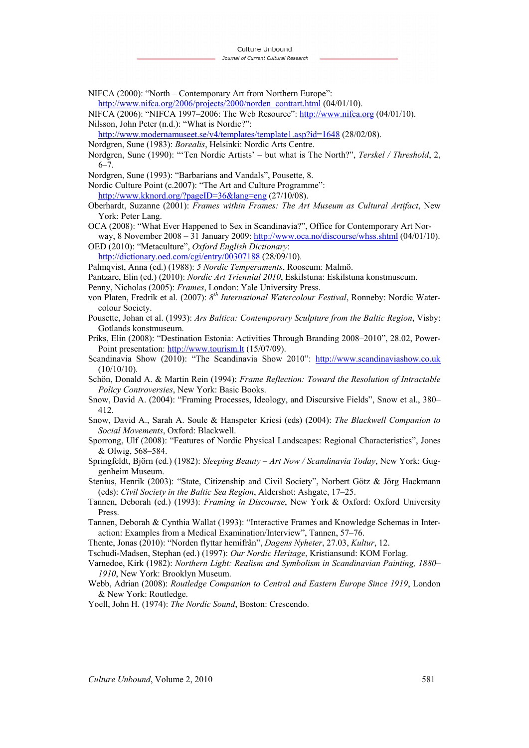NIFCA (2000): "North – Contemporary Art from Northern Europe": http://www.nifca.org/2006/projects/2000/norden_conttart.html (04/01/10).

NIFCA (2006): "NIFCA 1997–2006: The Web Resource": http://www.nifca.org (04/01/10).

Nilsson, John Peter (n.d.): "What is Nordic?": http://www.modernamuseet.se/v4/templates/template1.asp?id=1648 (28/02/08).

Nordgren, Sune (1983): *Borealis*, Helsinki: Nordic Arts Centre.

Nordgren, Sune (1990): "'Ten Nordic Artists' – but what is The North?", *Terskel / Threshold*, 2, 6–7.

Nordgren, Sune (1993): "Barbarians and Vandals", Pousette, 8.

Nordic Culture Point (c.2007): "The Art and Culture Programme": http://www.kknord.org/?pageID=36&lang=eng (27/10/08).

Oberhardt, Suzanne (2001): *Frames within Frames: The Art Museum as Cultural Artifact*, New York: Peter Lang.

OCA (2008): "What Ever Happened to Sex in Scandinavia?", Office for Contemporary Art Norway, 8 November 2008 – 31 January 2009: http://www.oca.no/discourse/whss.shtml (04/01/10).

OED (2010): "Metaculture", *Oxford English Dictionary*: http://dictionary.oed.com/cgi/entry/00307188 (28/09/10).

Palmqvist, Anna (ed.) (1988): *5 Nordic Temperaments*, Rooseum: Malmö.

Pantzare, Elin (ed.) (2010): *Nordic Art Triennial 2010*, Eskilstuna: Eskilstuna konstmuseum.

Penny, Nicholas (2005): *Frames*, London: Yale University Press.

von Platen, Fredrik et al. (2007): *8th International Watercolour Festival*, Ronneby: Nordic Watercolour Society.

Pousette, Johan et al. (1993): *Ars Baltica: Contemporary Sculpture from the Baltic Region*, Visby: Gotlands konstmuseum.

Priks, Elin (2008): "Destination Estonia: Activities Through Branding 2008–2010", 28.02, PowerPoint presentation: http://www.tourism.lt (15/07/09).

Scandinavia Show (2010): "The Scandinavia Show 2010": http://www.scandinaviashow.co.uk (10/10/10).

Schön, Donald A. & Martin Rein (1994): *Frame Reflection: Toward the Resolution of Intractable Policy Controversies*, New York: Basic Books.

Snow, David A. (2004): "Framing Processes, Ideology, and Discursive Fields", Snow et al., 380–412.

Snow, David A., Sarah A. Soule & Hanspeter Kriesi (eds) (2004): *The Blackwell Companion to Social Movements*, Oxford: Blackwell.

Sporrong, Ulf (2008): "Features of Nordic Physical Landscapes: Regional Characteristics", Jones & Olwig, 568–584.

Springfeldt, Björn (ed.) (1982): *Sleeping Beauty – Art Now / Scandinavia Today*, New York: Guggenheim Museum.

Stenius, Henrik (2003): "State, Citizenship and Civil Society", Norbert Götz & Jörg Hackmann (eds): *Civil Society in the Baltic Sea Region*, Aldershot: Ashgate, 17–25.

Tannen, Deborah (ed.) (1993): *Framing in Discourse*, New York & Oxford: Oxford University Press.

Tannen, Deborah & Cynthia Wallat (1993): "Interactive Frames and Knowledge Schemas in Interaction: Examples from a Medical Examination/Interview", Tannen, 57–76.

Thente, Jonas (2010): "Norden flyttar hemifrån", *Dagens Nyheter*, 27.03, *Kultur*, 12.

Tschudi-Madsen, Stephan (ed.) (1997): *Our Nordic Heritage*, Kristiansund: KOM Forlag.

Varnedoe, Kirk (1982): *Northern Light: Realism and Symbolism in Scandinavian Painting, 1880–1910*, New York: Brooklyn Museum.

Webb, Adrian (2008): *Routledge Companion to Central and Eastern Europe Since 1919*, London & New York: Routledge.

Yoell, John H. (1974): *The Nordic Sound*, Boston: Crescendo.